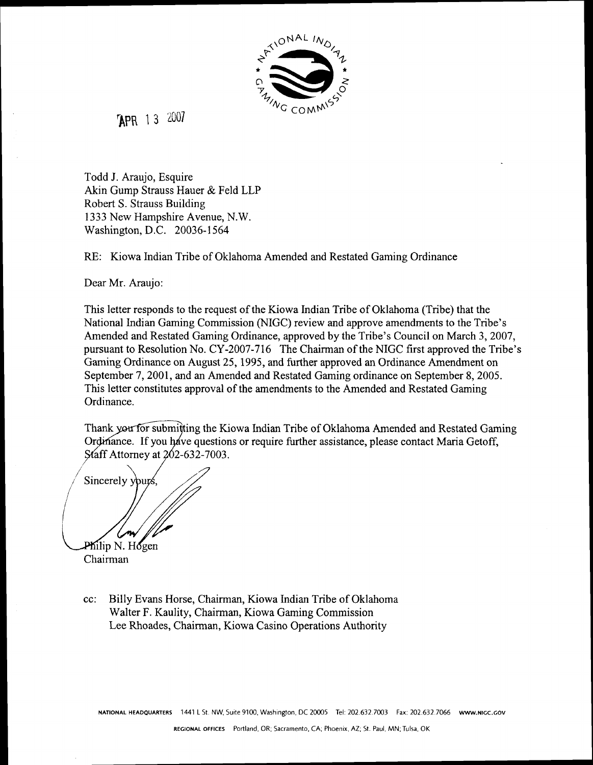APR 13 2007

Todd J. Araujo, Esquire
Akin Gump Strauss Hauer & Feld LLP
Robert S. Strauss Building
1333 New Hampshire Avenue, N.W.
Washington, D.C. 20036-1564

RE: Kiowa Indian Tribe of Oklahoma Amended and Restated Gaming Ordinance

Dear Mr. Araujo:

This letter responds to the request of the Kiowa Indian Tribe of Oklahoma (Tribe) that the National Indian Gaming Commission (NIGC) review and approve amendments to the Tribe's Amended and Restated Gaming Ordinance, approved by the Tribe's Council on March 3, 2007, pursuant to Resolution No. CY-2007-716 The Chairman of the NIGC first approved the Tribe's Gaming Ordinance on August 25, 1995, and further approved an Ordinance Amendment on September 7, 2001, and an Amended and Restated Gaming ordinance on September 8, 2005. This letter constitutes approval of the amendments to the Amended and Restated Gaming Ordinance.

Thank you for submitting the Kiowa Indian Tribe of Oklahoma Amended and Restated Gaming Ordinance. If you have questions or require further assistance, please contact Maria Getoff, Staff Attorney at 202-632-7003.

Sincerely yours,

Philip N. Hogen
Chairman

cc: Billy Evans Horse, Chairman, Kiowa Indian Tribe of Oklahoma
Walter F. Kaulity, Chairman, Kiowa Gaming Commission
Lee Rhoades, Chairman, Kiowa Casino Operations Authority

NATIONAL HEADQUARTERS 1441 L St. NW, Suite 9100, Washington, DC 20005 Tel: 202.632.7003 Fax: 202.632.7066 WWW.NIGC.GOV

REGIONAL OFFICES Portland, OR; Sacramento, CA; Phoenix, AZ; St. Paul, MN; Tulsa, OK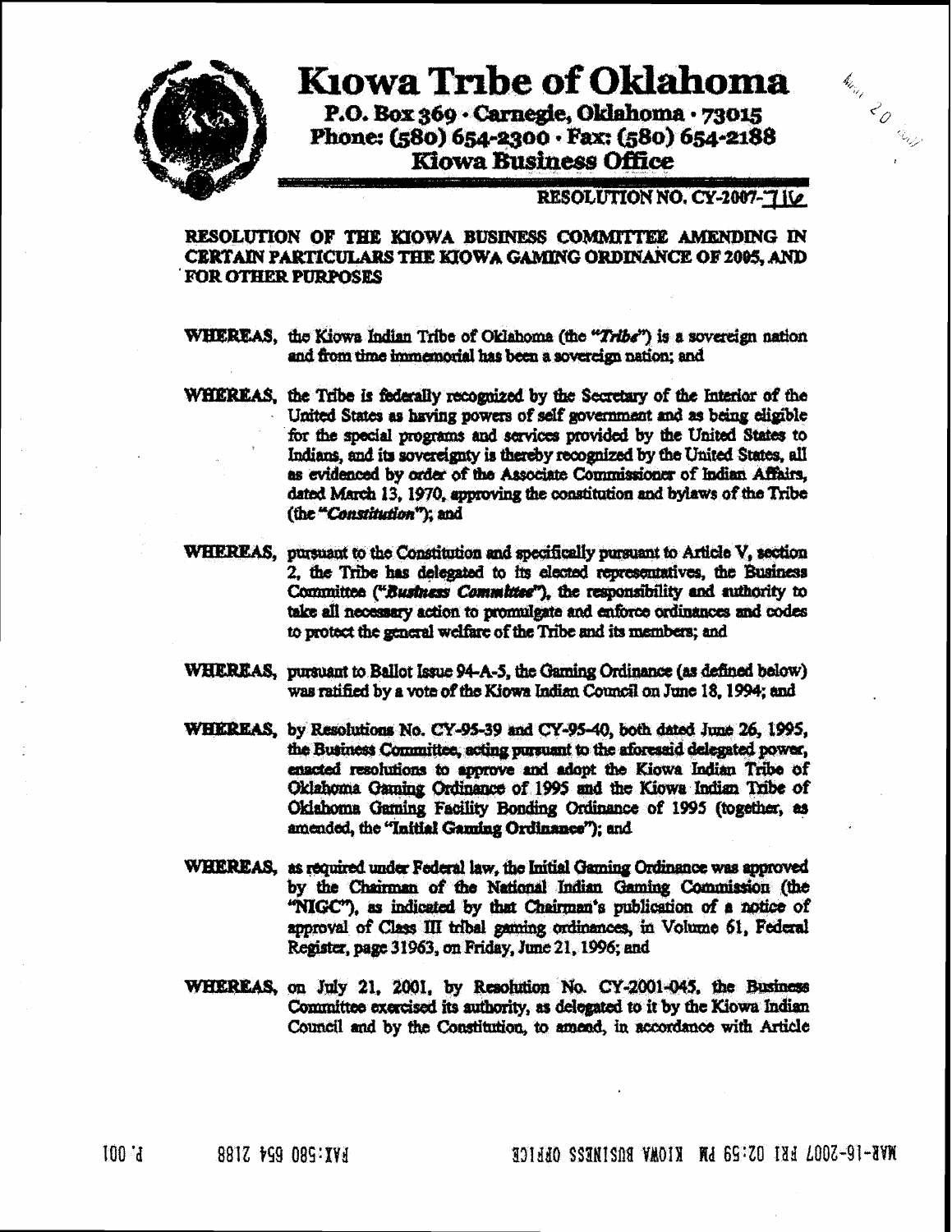# Kiowa Tribe of Oklahoma

**P.O. Box 369 · Carnegie, Oklahoma · 73015**
**Phone: (580) 654-2300 · Fax: (580) 654-2188**
**Kiowa Business Office**

**RESOLUTION NO. CY-2007-716**

**RESOLUTION OF THE KIOWA BUSINESS COMMITTEE AMENDING IN CERTAIN PARTICULARS THE KIOWA GAMING ORDINANCE OF 2005, AND FOR OTHER PURPOSES**

**WHEREAS,** the Kiowa Indian Tribe of Oklahoma (the "*Tribe*") is a sovereign nation and from time immemorial has been a sovereign nation; and

**WHEREAS,** the Tribe is federally recognized by the Secretary of the Interior of the United States as having powers of self government and as being eligible for the special programs and services provided by the United States to Indians, and its sovereignty is thereby recognized by the United States, all as evidenced by order of the Associate Commissioner of Indian Affairs, dated March 13, 1970, approving the constitution and bylaws of the Tribe (the "*Constitution*"); and

**WHEREAS,** pursuant to the Constitution and specifically pursuant to Article V, section 2, the Tribe has delegated to its elected representatives, the Business Committee ("*Business Committee*"), the responsibility and authority to take all necessary action to promulgate and enforce ordinances and codes to protect the general welfare of the Tribe and its members; and

**WHEREAS,** pursuant to Ballot Issue 94-A-5, the Gaming Ordinance (as defined below) was ratified by a vote of the Kiowa Indian Council on June 18, 1994; and

**WHEREAS,** by Resolutions No. CY-95-39 and CY-95-40, both dated June 26, 1995, the Business Committee, acting pursuant to the aforesaid delegated power, enacted resolutions to approve and adopt the Kiowa Indian Tribe of Oklahoma Gaming Ordinance of 1995 and the Kiowa Indian Tribe of Oklahoma Gaming Facility Bonding Ordinance of 1995 (together, as amended, the "**Initial Gaming Ordinance**"); and

**WHEREAS,** as required under Federal law, the Initial Gaming Ordinance was approved by the Chairman of the National Indian Gaming Commission (the "NIGC"), as indicated by that Chairman's publication of a notice of approval of Class III tribal gaming ordinances, in Volume 61, Federal Register, page 31963, on Friday, June 21, 1996; and

**WHEREAS,** on July 21, 2001, by Resolution No. CY-2001-045, the Business Committee exercised its authority, as delegated to it by the Kiowa Indian Council and by the Constitution, to amend, in accordance with Article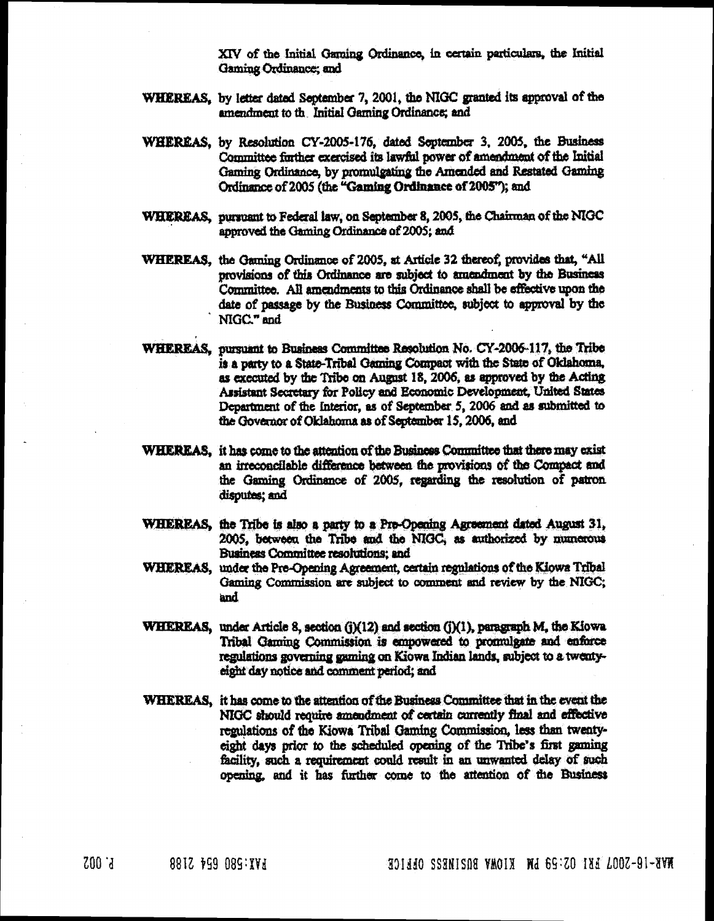XIV of the Initial Gaming Ordinance, in certain particulars, the Initial Gaming Ordinance; and

**WHEREAS,** by letter dated September 7, 2001, the NIGC granted its approval of the amendment to th Initial Gaming Ordinance; and

**WHEREAS,** by Resolution CY-2005-176, dated September 3, 2005, the Business Committee further exercised its lawful power of amendment of the Initial Gaming Ordinance, by promulgating the Amended and Restated Gaming Ordinance of 2005 (the "**Gaming Ordinance of 2005**"); and

**WHEREAS,** pursuant to Federal law, on September 8, 2005, the Chairman of the NIGC approved the Gaming Ordinance of 2005; and

**WHEREAS,** the Gaming Ordinance of 2005, at Article 32 thereof, provides that, "All provisions of this Ordinance are subject to amendment by the Business Committee. All amendments to this Ordinance shall be effective upon the date of passage by the Business Committee, subject to approval by the NIGC." and

**WHEREAS,** pursuant to Business Committee Resolution No. CY-2006-117, the Tribe is a party to a State-Tribal Gaming Compact with the State of Oklahoma, as executed by the Tribe on August 18, 2006, as approved by the Acting Assistant Secretary for Policy and Economic Development, United States Department of the Interior, as of September 5, 2006 and as submitted to the Governor of Oklahoma as of September 15, 2006, and

**WHEREAS,** it has come to the attention of the Business Committee that there may exist an irreconcilable difference between the provisions of the Compact and the Gaming Ordinance of 2005, regarding the resolution of patron disputes; and

**WHEREAS,** the Tribe is also a party to a Pre-Opening Agreement dated August 31, 2005, between the Tribe and the NIGC, as authorized by numerous Business Committee resolutions; and

**WHEREAS,** under the Pre-Opening Agreement, certain regulations of the Kiowa Tribal Gaming Commission are subject to comment and review by the NIGC; and

**WHEREAS,** under Article 8, section (j)(12) and section (j)(1), paragraph M, the Kiowa Tribal Gaming Commission is empowered to promulgate and enforce regulations governing gaming on Kiowa Indian lands, subject to a twenty-eight day notice and comment period; and

**WHEREAS,** it has come to the attention of the Business Committee that in the event the NIGC should require amendment of certain currently final and effective regulations of the Kiowa Tribal Gaming Commission, less than twenty-eight days prior to the scheduled opening of the Tribe's first gaming facility, such a requirement could result in an unwanted delay of such opening, and it has further come to the attention of the Business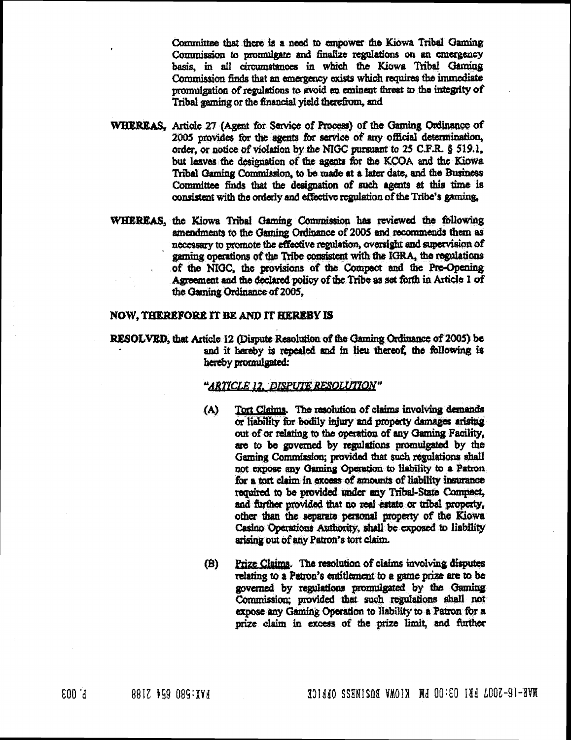Committee that there is a need to empower the Kiowa Tribal Gaming Commission to promulgate and finalize regulations on an emergency basis, in all circumstances in which the Kiowa Tribal Gaming Commission finds that an emergency exists which requires the immediate promulgation of regulations to avoid an eminent threat to the integrity of Tribal gaming or the financial yield therefrom, and

**WHEREAS,** Article 27 (Agent for Service of Process) of the Gaming Ordinance of 2005 provides for the agents for service of any official determination, order, or notice of violation by the NIGC pursuant to 25 C.F.R. § 519.1, but leaves the designation of the agents for the KCOA and the Kiowa Tribal Gaming Commission, to be made at a later date, and the Business Committee finds that the designation of such agents at this time is consistent with the orderly and effective regulation of the Tribe's gaming,

**WHEREAS,** the Kiowa Tribal Gaming Commission has reviewed the following amendments to the Gaming Ordinance of 2005 and recommends them as necessary to promote the effective regulation, oversight and supervision of gaming operations of the Tribe consistent with the IGRA, the regulations of the NIGC, the provisions of the Compact and the Pre-Opening Agreement and the declared policy of the Tribe as set forth in Article 1 of the Gaming Ordinance of 2005,

**NOW, THEREFORE IT BE AND IT HEREBY IS**

**RESOLVED,** that Article 12 (Dispute Resolution of the Gaming Ordinance of 2005) be and it hereby is repealed and in lieu thereof, the following is hereby promulgated:

"*ARTICLE 12. DISPUTE RESOLUTION*"

(A) Tort Claims. The resolution of claims involving demands or liability for bodily injury and property damages arising out of or relating to the operation of any Gaming Facility, are to be governed by regulations promulgated by the Gaming Commission; provided that such regulations shall not expose any Gaming Operation to liability to a Patron for a tort claim in excess of amounts of liability insurance required to be provided under any Tribal-State Compact, and further provided that no real estate or tribal property, other than the separate personal property of the Kiowa Casino Operations Authority, shall be exposed to liability arising out of any Patron's tort claim.

(B) Prize Claims. The resolution of claims involving disputes relating to a Patron's entitlement to a game prize are to be governed by regulations promulgated by the Gaming Commission; provided that such regulations shall not expose any Gaming Operation to liability to a Patron for a prize claim in excess of the prize limit, and further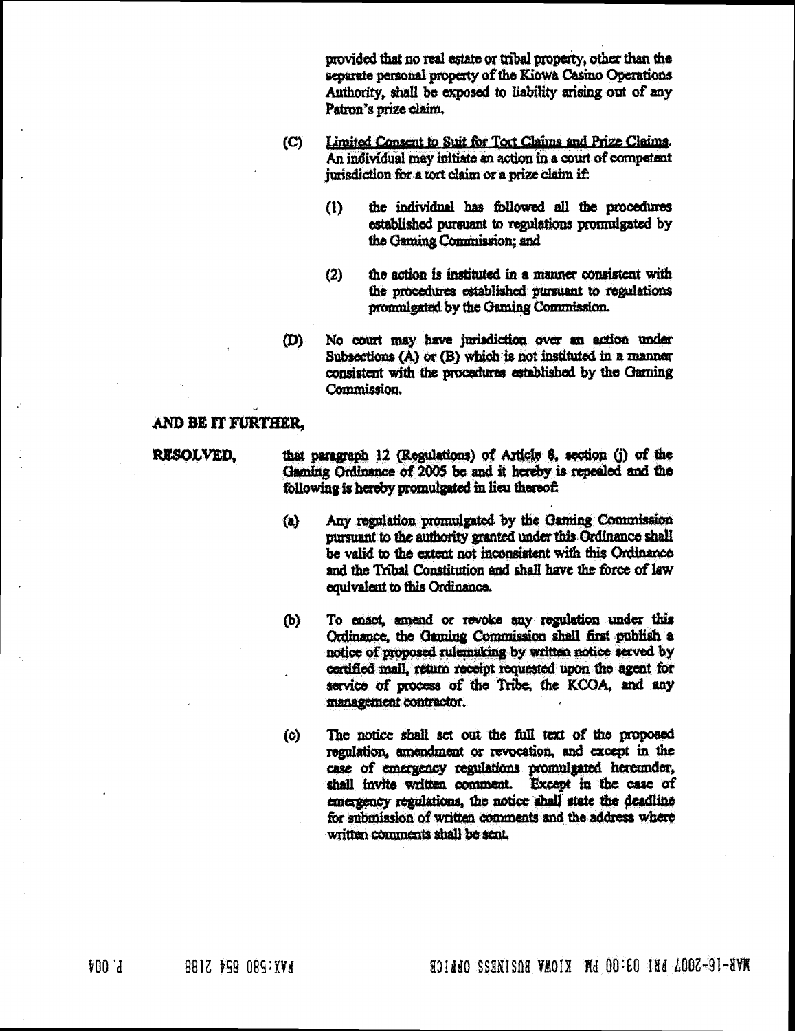provided that no real estate or tribal property, other than the separate personal property of the Kiowa Casino Operations Authority, shall be exposed to liability arising out of any Patron's prize claim.

(C) Limited Consent to Suit for Tort Claims and Prize Claims. An individual may initiate an action in a court of competent jurisdiction for a tort claim or a prize claim if:

(1) the individual has followed all the procedures established pursuant to regulations promulgated by the Gaming Commission; and

(2) the action is instituted in a manner consistent with the procedures established pursuant to regulations promulgated by the Gaming Commission.

(D) No court may have jurisdiction over an action under Subsections (A) or (B) which is not instituted in a manner consistent with the procedures established by the Gaming Commission.

**AND BE IT FURTHER,**

**RESOLVED,** that paragraph 12 (Regulations) of Article 8, section (j) of the Gaming Ordinance of 2005 be and it hereby is repealed and the following is hereby promulgated in lieu thereof:

(a) Any regulation promulgated by the Gaming Commission pursuant to the authority granted under this Ordinance shall be valid to the extent not inconsistent with this Ordinance and the Tribal Constitution and shall have the force of law equivalent to this Ordinance.

(b) To enact, amend or revoke any regulation under this Ordinance, the Gaming Commission shall first publish a notice of proposed rulemaking by written notice served by certified mail, return receipt requested upon the agent for service of process of the Tribe, the KCOA, and any management contractor.

(c) The notice shall set out the full text of the proposed regulation, amendment or revocation, and except in the case of emergency regulations promulgated hereunder, shall invite written comment. Except in the case of emergency regulations, the notice shall state the deadline for submission of written comments and the address where written comments shall be sent.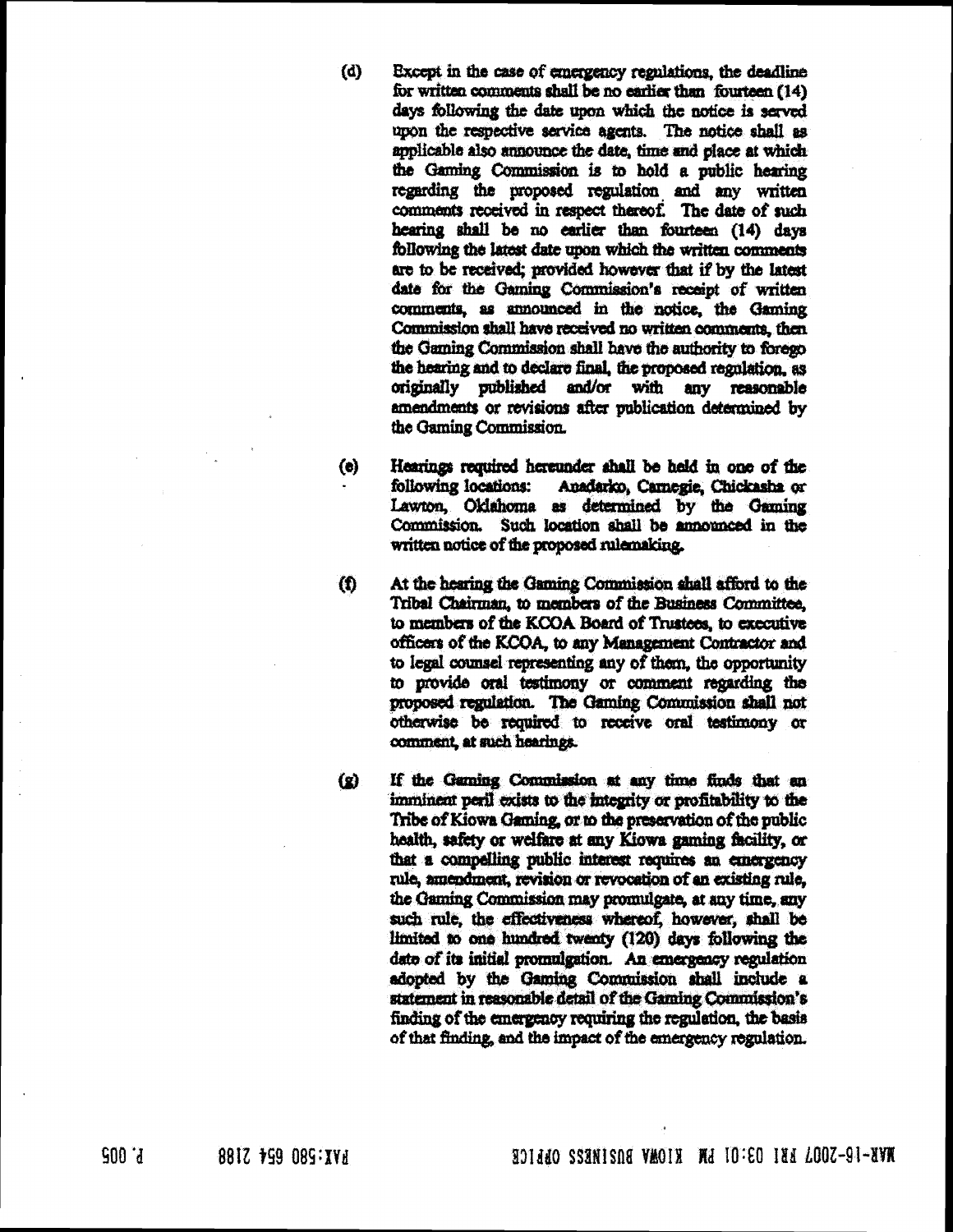(d) Except in the case of emergency regulations, the deadline for written comments shall be no earlier than fourteen (14) days following the date upon which the notice is served upon the respective service agents. The notice shall as applicable also announce the date, time and place at which the Gaming Commission is to hold a public hearing regarding the proposed regulation and any written comments received in respect thereof. The date of such hearing shall be no earlier than fourteen (14) days following the latest date upon which the written comments are to be received; provided however that if by the latest date for the Gaming Commission's receipt of written comments, as announced in the notice, the Gaming Commission shall have received no written comments, then the Gaming Commission shall have the authority to forego the hearing and to declare final, the proposed regulation, as originally published and/or with any reasonable amendments or revisions after publication determined by the Gaming Commission.

(e) Hearings required hereunder shall be held in one of the following locations: Anadarko, Carnegie, Chickasha or Lawton, Oklahoma as determined by the Gaming Commission. Such location shall be announced in the written notice of the proposed rulemaking.

(f) At the hearing the Gaming Commission shall afford to the Tribal Chairman, to members of the Business Committee, to members of the KCOA Board of Trustees, to executive officers of the KCOA, to any Management Contractor and to legal counsel representing any of them, the opportunity to provide oral testimony or comment regarding the proposed regulation. The Gaming Commission shall not otherwise be required to receive oral testimony or comment, at such hearings.

(g) If the Gaming Commission at any time finds that an imminent peril exists to the integrity or profitability to the Tribe of Kiowa Gaming, or to the preservation of the public health, safety or welfare at any Kiowa gaming facility, or that a compelling public interest requires an emergency rule, amendment, revision or revocation of an existing rule, the Gaming Commission may promulgate, at any time, any such rule, the effectiveness whereof, however, shall be limited to one hundred twenty (120) days following the date of its initial promulgation. An emergency regulation adopted by the Gaming Commission shall include a statement in reasonable detail of the Gaming Commission's finding of the emergency requiring the regulation, the basis of that finding, and the impact of the emergency regulation.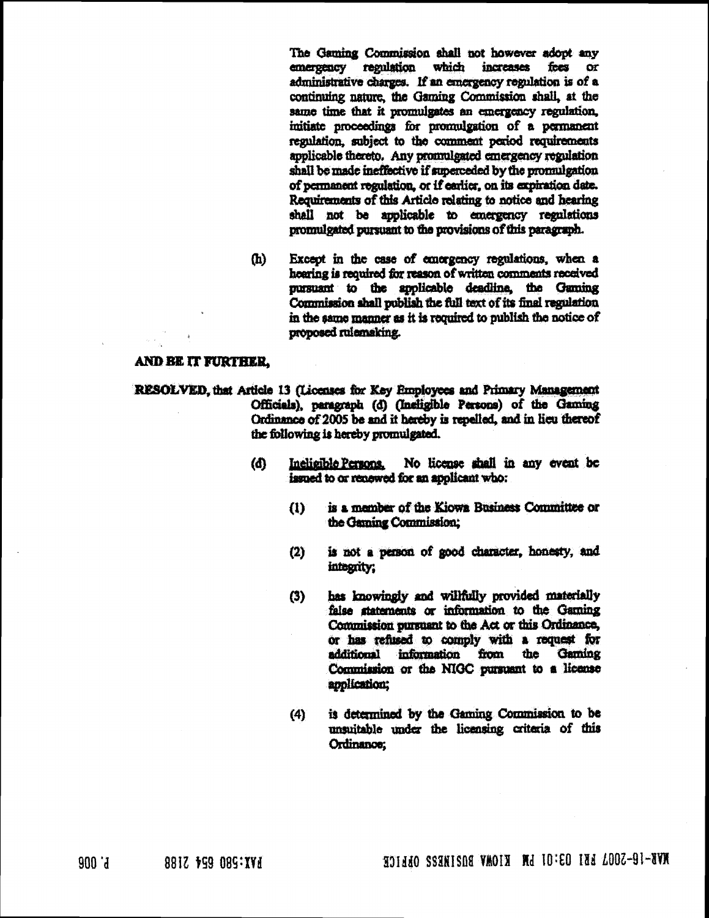The Gaming Commission shall not however adopt any emergency regulation which increases fees or administrative charges. If an emergency regulation is of a continuing nature, the Gaming Commission shall, at the same time that it promulgates an emergency regulation, initiate proceedings for promulgation of a permanent regulation, subject to the comment period requirements applicable thereto. Any promulgated emergency regulation shall be made ineffective if superceded by the promulgation of permanent regulation, or if earlier, on its expiration date. Requirements of this Article relating to notice and hearing shall not be applicable to emergency regulations promulgated pursuant to the provisions of this paragraph.

(h) Except in the case of emergency regulations, when a hearing is required for reason of written comments received pursuant to the applicable deadline, the Gaming Commission shall publish the full text of its final regulation in the same manner as it is required to publish the notice of proposed rulemaking.

**AND BE IT FURTHER,**

**RESOLVED,** that Article 13 (Licenses for Key Employees and Primary Management Officials), paragraph (d) (Ineligible Persons) of the Gaming Ordinance of 2005 be and it hereby is repelled, and in lieu thereof the following is hereby promulgated.

(d) Ineligible Persons. No license shall in any event be issued to or renewed for an applicant who:

(1) is a member of the Kiowa Business Committee or the Gaming Commission;

(2) is not a person of good character, honesty, and integrity;

(3) has knowingly and willfully provided materially false statements or information to the Gaming Commission pursuant to the Act or this Ordinance, or has refused to comply with a request for additional information from the Gaming Commission or the NIGC pursuant to a license application;

(4) is determined by the Gaming Commission to be unsuitable under the licensing criteria of this Ordinance;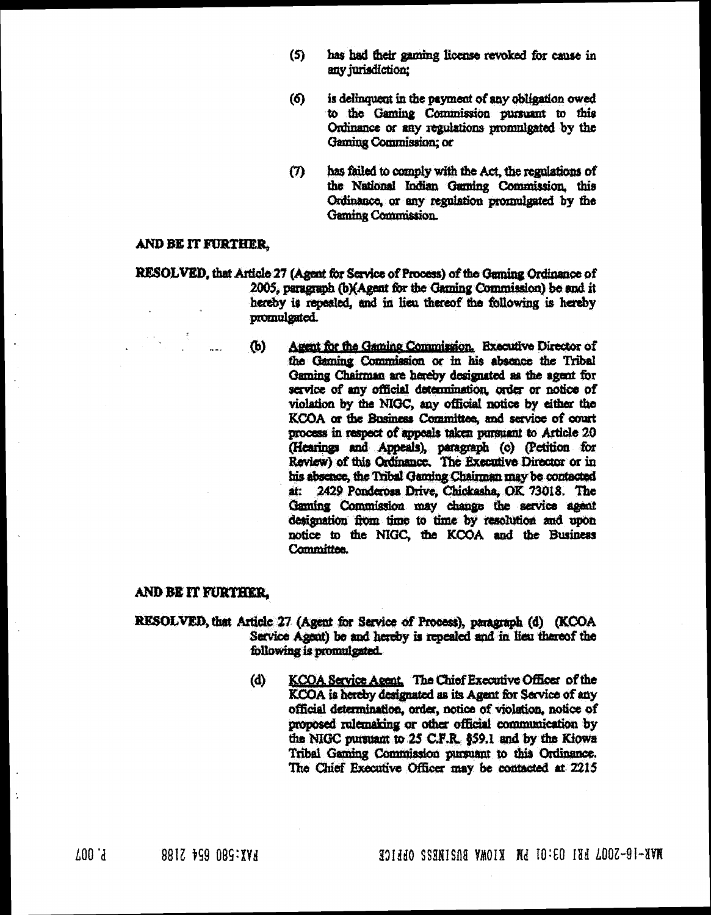(5) has had their gaming license revoked for cause in any jurisdiction;

(6) is delinquent in the payment of any obligation owed to the Gaming Commission pursuant to this Ordinance or any regulations promulgated by the Gaming Commission; or

(7) has failed to comply with the Act, the regulations of the National Indian Gaming Commission, this Ordinance, or any regulation promulgated by the Gaming Commission.

**AND BE IT FURTHER,**

**RESOLVED,** that Article 27 (Agent for Service of Process) of the Gaming Ordinance of 2005, paragraph (b)(Agent for the Gaming Commission) be and it hereby is repealed, and in lieu thereof the following is hereby promulgated.

(b) Agent for the Gaming Commission. Executive Director of the Gaming Commission or in his absence the Tribal Gaming Chairman are hereby designated as the agent for service of any official determination, order or notice of violation by the NIGC, any official notice by either the KCOA or the Business Committee, and service of court process in respect of appeals taken pursuant to Article 20 (Hearings and Appeals), paragraph (c) (Petition for Review) of this Ordinance. The Executive Director or in his absence, the Tribal Gaming Chairman may be contacted at: 2429 Ponderosa Drive, Chickasha, OK 73018. The Gaming Commission may change the service agent designation from time to time by resolution and upon notice to the NIGC, the KCOA and the Business Committee.

**AND BE IT FURTHER,**

**RESOLVED,** that Article 27 (Agent for Service of Process), paragraph (d) (KCOA Service Agent) be and hereby is repealed and in lieu thereof the following is promulgated.

(d) KCOA Service Agent. The Chief Executive Officer of the KCOA is hereby designated as its Agent for Service of any official determination, order, notice of violation, notice of proposed rulemaking or other official communication by the NIGC pursuant to 25 C.F.R. §59.1 and by the Kiowa Tribal Gaming Commission pursuant to this Ordinance. The Chief Executive Officer may be contacted at 2215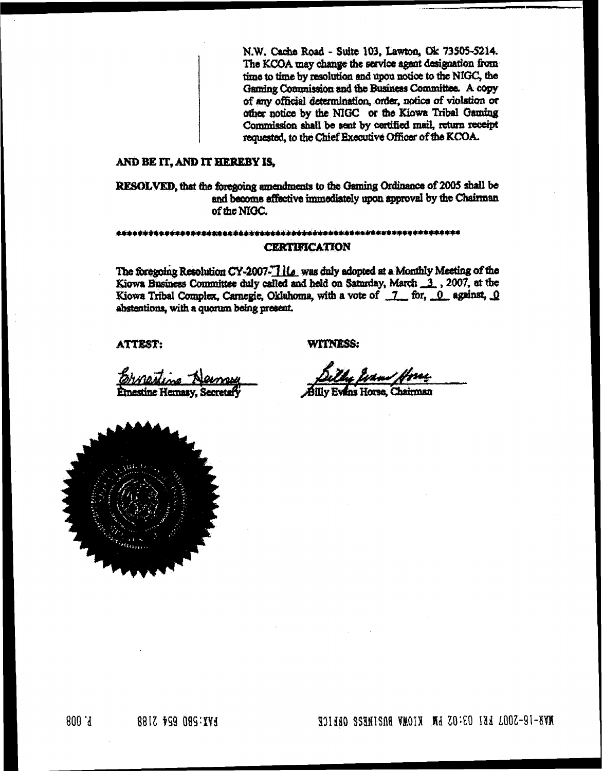N.W. Cache Road - Suite 103, Lawton, Ok 73505-5214. The KCOA may change the service agent designation from time to time by resolution and upon notice to the NIGC, the Gaming Commission and the Business Committee. A copy of any official determination, order, notice of violation or other notice by the NIGC or the Kiowa Tribal Gaming Commission shall be sent by certified mail, return receipt requested, to the Chief Executive Officer of the KCOA.

**AND BE IT, AND IT HEREBY IS,**

**RESOLVED,** that the foregoing amendments to the Gaming Ordinance of 2005 shall be and become effective immediately upon approval by the Chairman of the NIGC.

\*\*\*\*\*\*\*\*\*\*\*\*\*\*\*\*\*\*\*\*\*\*\*\*\*\*\*\*\*\*\*\*\*\*\*\*\*\*\*\*\*\*\*\*\*\*\*\*\*\*\*\*\*\*\*\*\*\*\*\*\*\*\*\*\*\*

**CERTIFICATION**

The foregoing Resolution CY-2007-116 was duly adopted at a Monthly Meeting of the Kiowa Business Committee duly called and held on Saturday, March 3, 2007, at the Kiowa Tribal Complex, Carnegie, Oklahoma, with a vote of 7 for, 0 against, 0 abstentions, with a quorum being present.

**ATTEST:**

Ernestine Hernasy, Secretary

**WITNESS:**

Billy Evans Horse, Chairman

MAR-16-2007 FRI 03:02 PM KIOWA BUSINESS OFFICE FAX:580 654 2188 P. 008